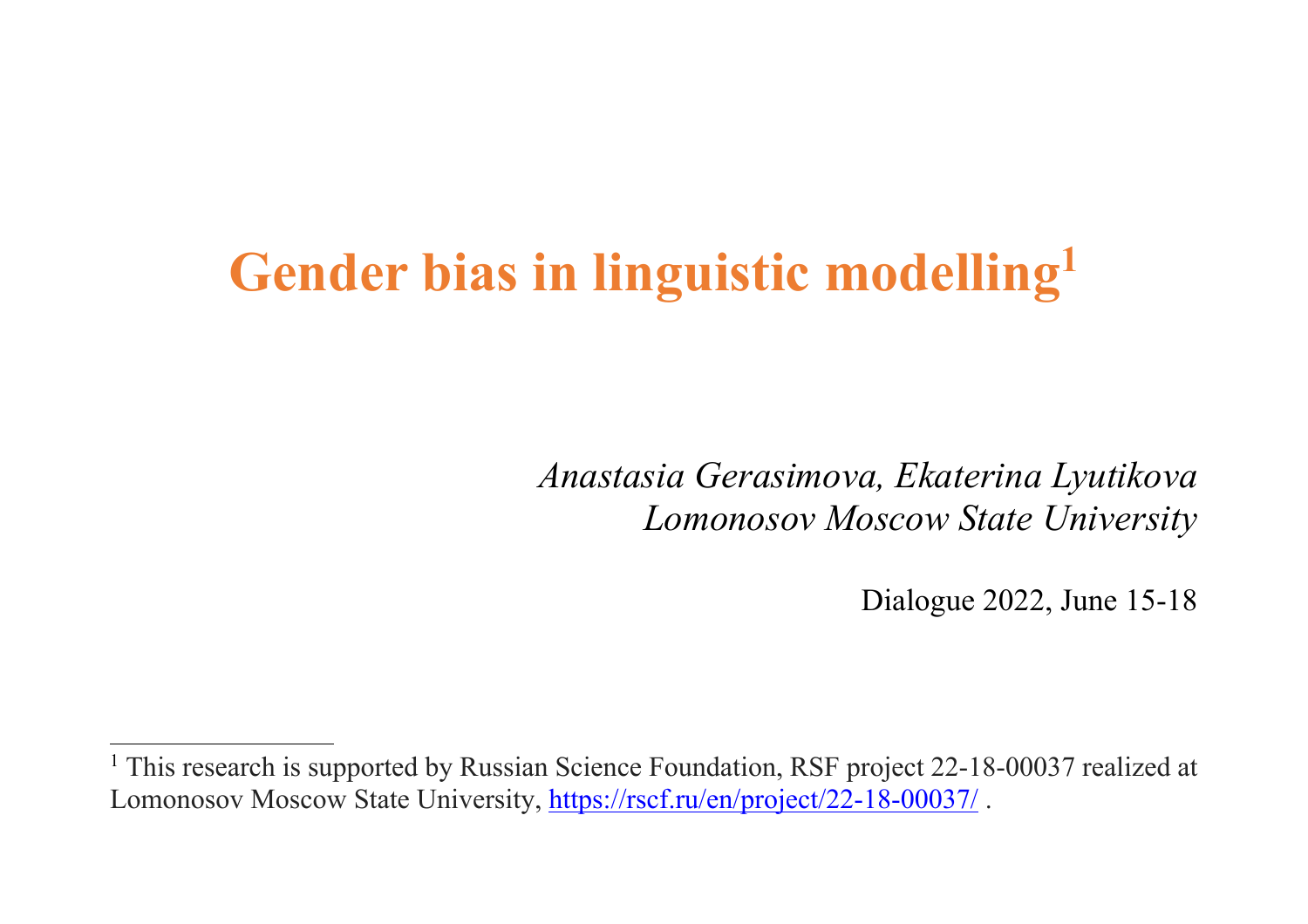# Gender bias in linguistic modelling[1]

*Anastasia Gerasimova, Ekaterina Lyutikova*
*Lomonosov Moscow State University*

Dialogue 2022, June 15-18

---

[1] This research is supported by Russian Science Foundation, RSF project 22-18-00037 realized at Lomonosov Moscow State University, https://rscf.ru/en/project/22-18-00037/ .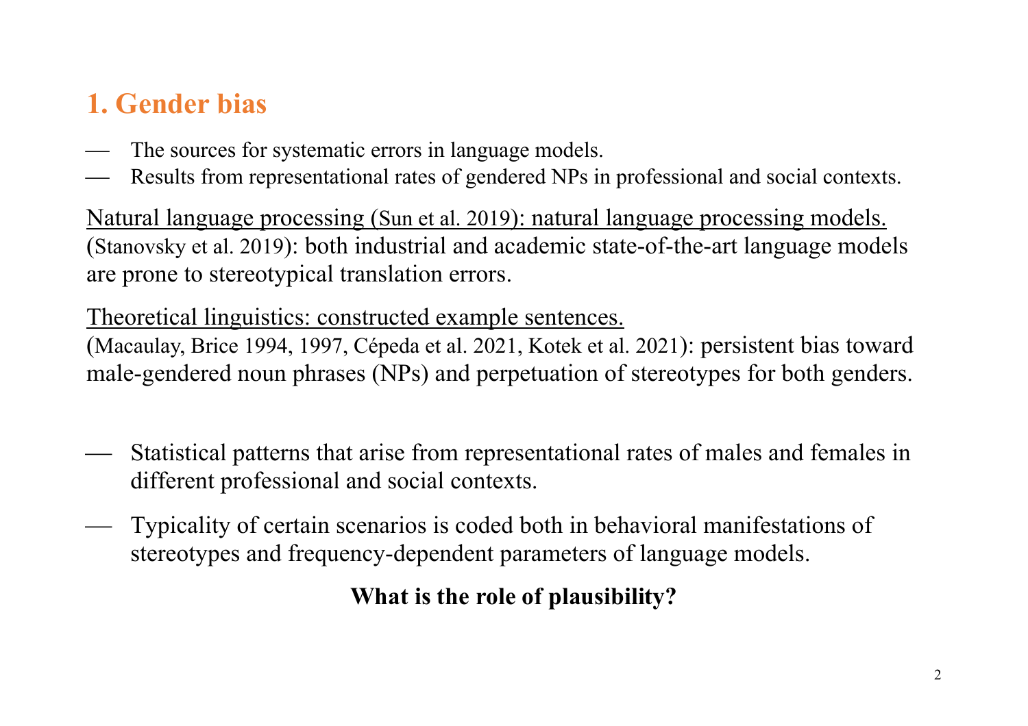## 1. Gender bias

- The sources for systematic errors in language models.
- Results from representational rates of gendered NPs in professional and social contexts.

Natural language processing (Sun et al. 2019): natural language processing models.
(Stanovsky et al. 2019): both industrial and academic state-of-the-art language models are prone to stereotypical translation errors.

Theoretical linguistics: constructed example sentences.
(Macaulay, Brice 1994, 1997, Cépeda et al. 2021, Kotek et al. 2021): persistent bias toward male-gendered noun phrases (NPs) and perpetuation of stereotypes for both genders.

- Statistical patterns that arise from representational rates of males and females in different professional and social contexts.
- Typicality of certain scenarios is coded both in behavioral manifestations of stereotypes and frequency-dependent parameters of language models.

**What is the role of plausibility?**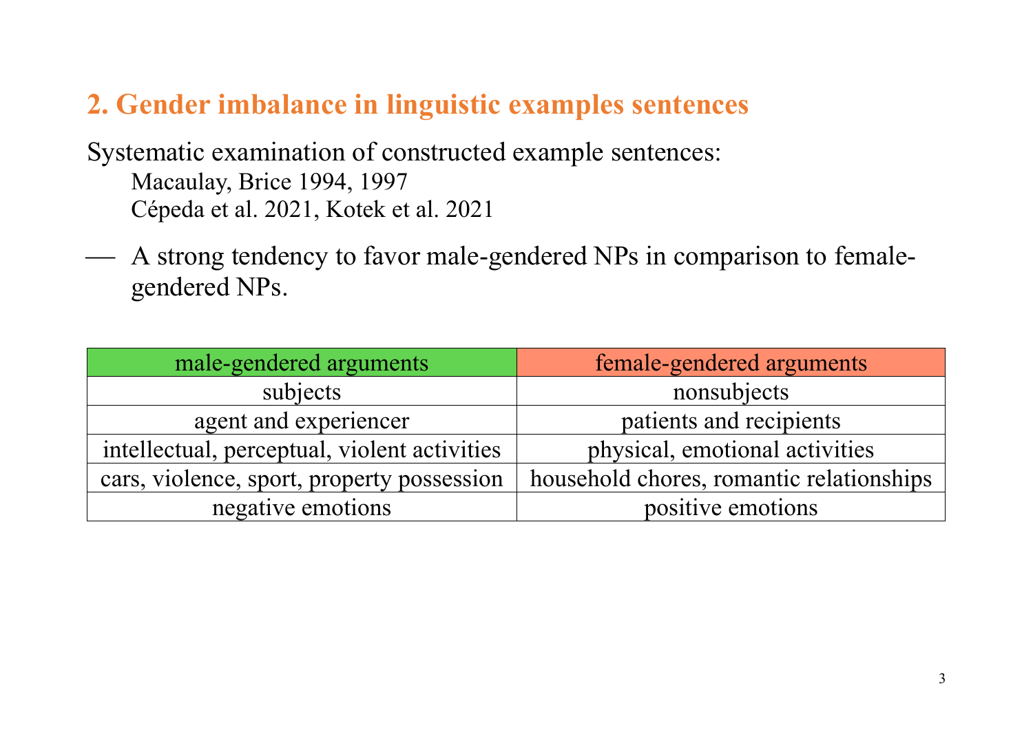## 2. Gender imbalance in linguistic examples sentences

Systematic examination of constructed example sentences:

Macaulay, Brice 1994, 1997

Cépeda et al. 2021, Kotek et al. 2021

— A strong tendency to favor male-gendered NPs in comparison to female-gendered NPs.

| male-gendered arguments | female-gendered arguments |
| --- | --- |
| subjects | nonsubjects |
| agent and experiencer | patients and recipients |
| intellectual, perceptual, violent activities | physical, emotional activities |
| cars, violence, sport, property possession | household chores, romantic relationships |
| negative emotions | positive emotions |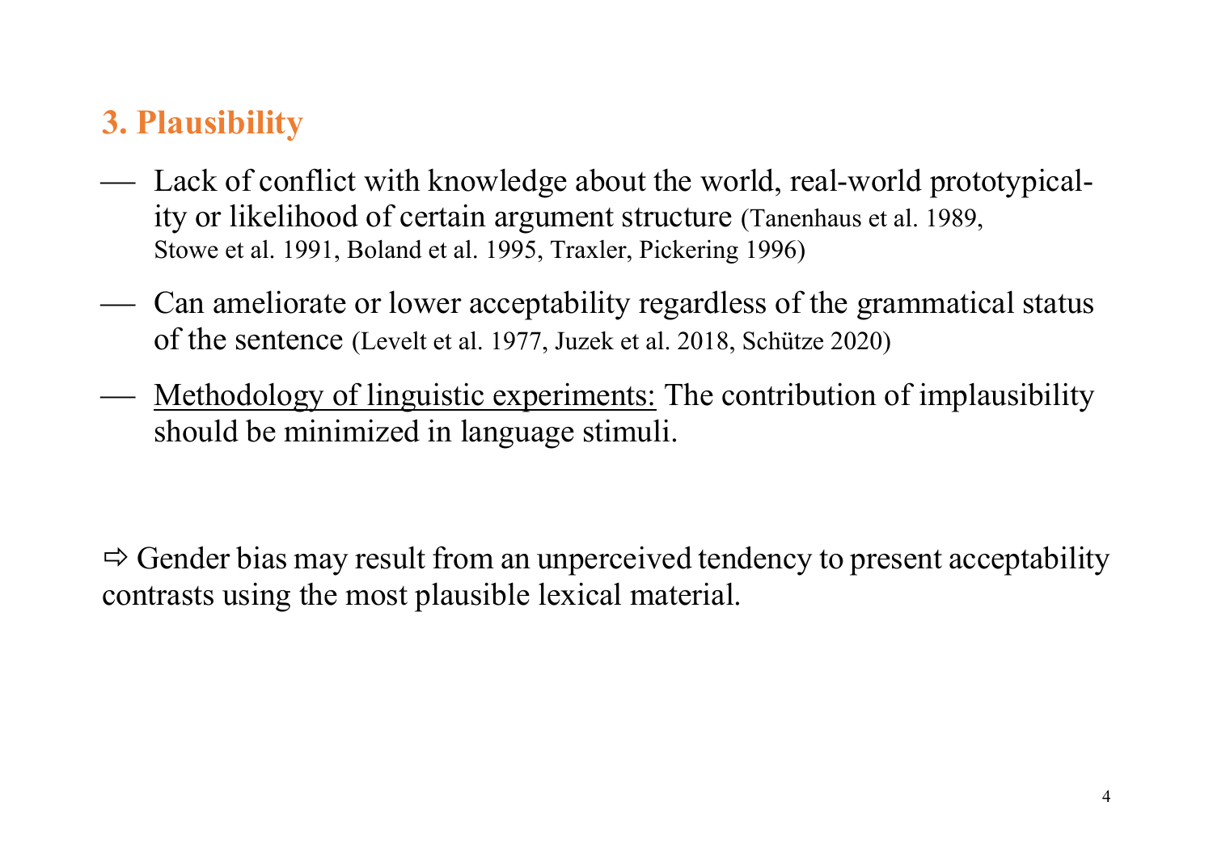## 3. Plausibility

- Lack of conflict with knowledge about the world, real-world prototypicality or likelihood of certain argument structure (Tanenhaus et al. 1989, Stowe et al. 1991, Boland et al. 1995, Traxler, Pickering 1996)
- Can ameliorate or lower acceptability regardless of the grammatical status of the sentence (Levelt et al. 1977, Juzek et al. 2018, Schütze 2020)
- Methodology of linguistic experiments: The contribution of implausibility should be minimized in language stimuli.

⇨ Gender bias may result from an unperceived tendency to present acceptability contrasts using the most plausible lexical material.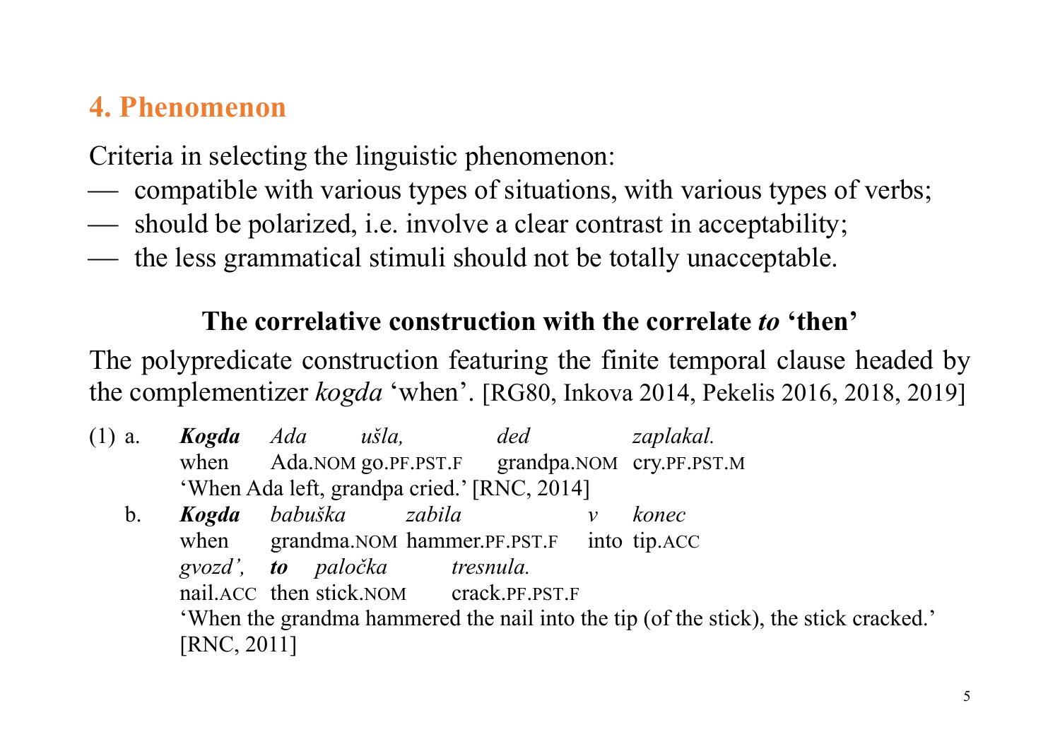## 4. Phenomenon

Criteria in selecting the linguistic phenomenon:

- compatible with various types of situations, with various types of verbs;
- should be polarized, i.e. involve a clear contrast in acceptability;
- the less grammatical stimuli should not be totally unacceptable.

**The correlative construction with the correlate *to* 'then'**

The polypredicate construction featuring the finite temporal clause headed by the complementizer *kogda* 'when'. [RG80, Inkova 2014, Pekelis 2016, 2018, 2019]

(1) a. ***Kogda*** *Ada* *ušla,* *ded* *zaplakal.*
when Ada.NOM go.PF.PST.F grandpa.NOM cry.PF.PST.M
'When Ada left, grandpa cried.' [RNC, 2014]

b. ***Kogda*** *babuška* *zabila* *v* *konec* *gvozd',* ***to*** *paločka* *tresnula.*
when grandma.NOM hammer.PF.PST.F into tip.ACC nail.ACC then stick.NOM crack.PF.PST.F
'When the grandma hammered the nail into the tip (of the stick), the stick cracked.' [RNC, 2011]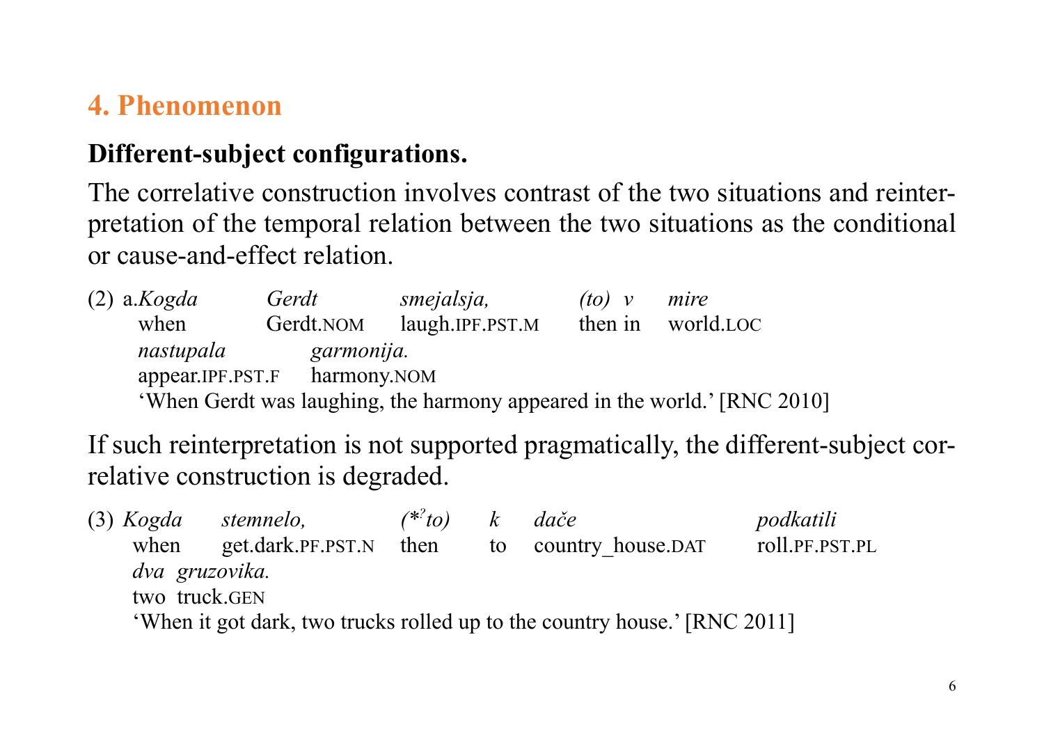## 4. Phenomenon

**Different-subject configurations.**

The correlative construction involves contrast of the two situations and reinterpretation of the temporal relation between the two situations as the conditional or cause-and-effect relation.

(2) a. *Kogda Gerdt smejalsja, (to) v mire*
when Gerdt.NOM laugh.IPF.PST.M then in world.LOC
*nastupala garmonija.*
appear.IPF.PST.F harmony.NOM
'When Gerdt was laughing, the harmony appeared in the world.' [RNC 2010]

If such reinterpretation is not supported pragmatically, the different-subject correlative construction is degraded.

(3) *Kogda stemnelo, (\*?to) k dače podkatili*
when get.dark.PF.PST.N then to country_house.DAT roll.PF.PST.PL
*dva gruzovika.*
two truck.GEN
'When it got dark, two trucks rolled up to the country house.' [RNC 2011]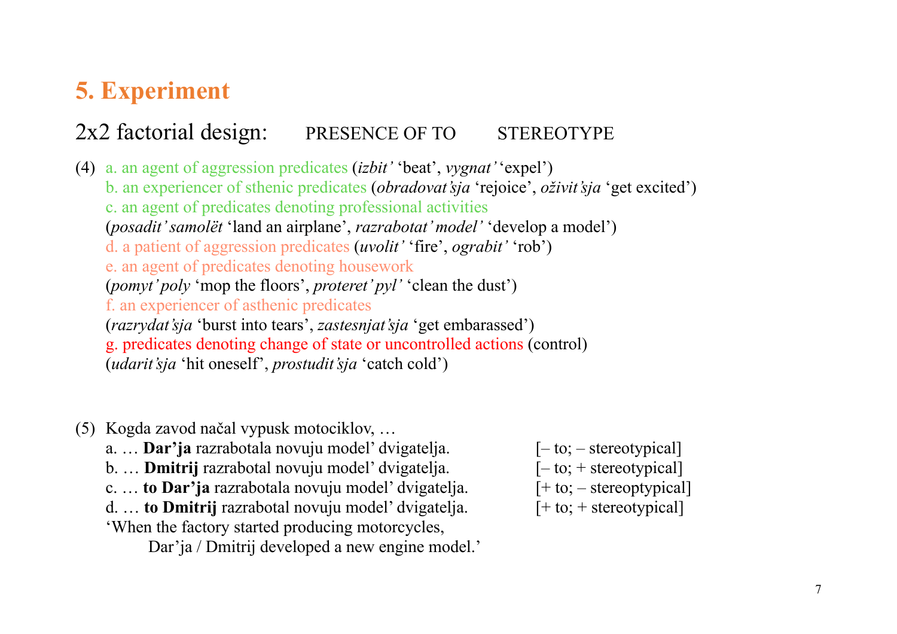## 5. Experiment

2x2 factorial design: PRESENCE OF TO STEREOTYPE

(4) a. an agent of aggression predicates (*izbit'* 'beat', *vygnat'* 'expel')
b. an experiencer of sthenic predicates (*obradovat'sja* 'rejoice', *oživit'sja* 'get excited')
c. an agent of predicates denoting professional activities
(*posadit' samolët* 'land an airplane', *razrabotat' model'* 'develop a model')
d. a patient of aggression predicates (*uvolit'* 'fire', *ograbit'* 'rob')
e. an agent of predicates denoting housework
(*pomyt' poly* 'mop the floors', *proteret' pyl'* 'clean the dust')
f. an experiencer of asthenic predicates
(*razrydat'sja* 'burst into tears', *zastesnjat'sja* 'get embarassed')
g. predicates denoting change of state or uncontrolled actions (control)
(*udarit'sja* 'hit oneself', *prostudit'sja* 'catch cold')

(5) Kogda zavod načal vypusk motociklov, …
a. … **Dar'ja** razrabotala novuju model' dvigatelja. [– to; – stereotypical]
b. … **Dmitrij** razrabotal novuju model' dvigatelja. [– to; + stereotypical]
c. … **to Dar'ja** razrabotala novuju model' dvigatelja. [+ to; – stereoptypical]
d. … **to Dmitrij** razrabotal novuju model' dvigatelja. [+ to; + stereotypical]
'When the factory started producing motorcycles,
Dar'ja / Dmitrij developed a new engine model.'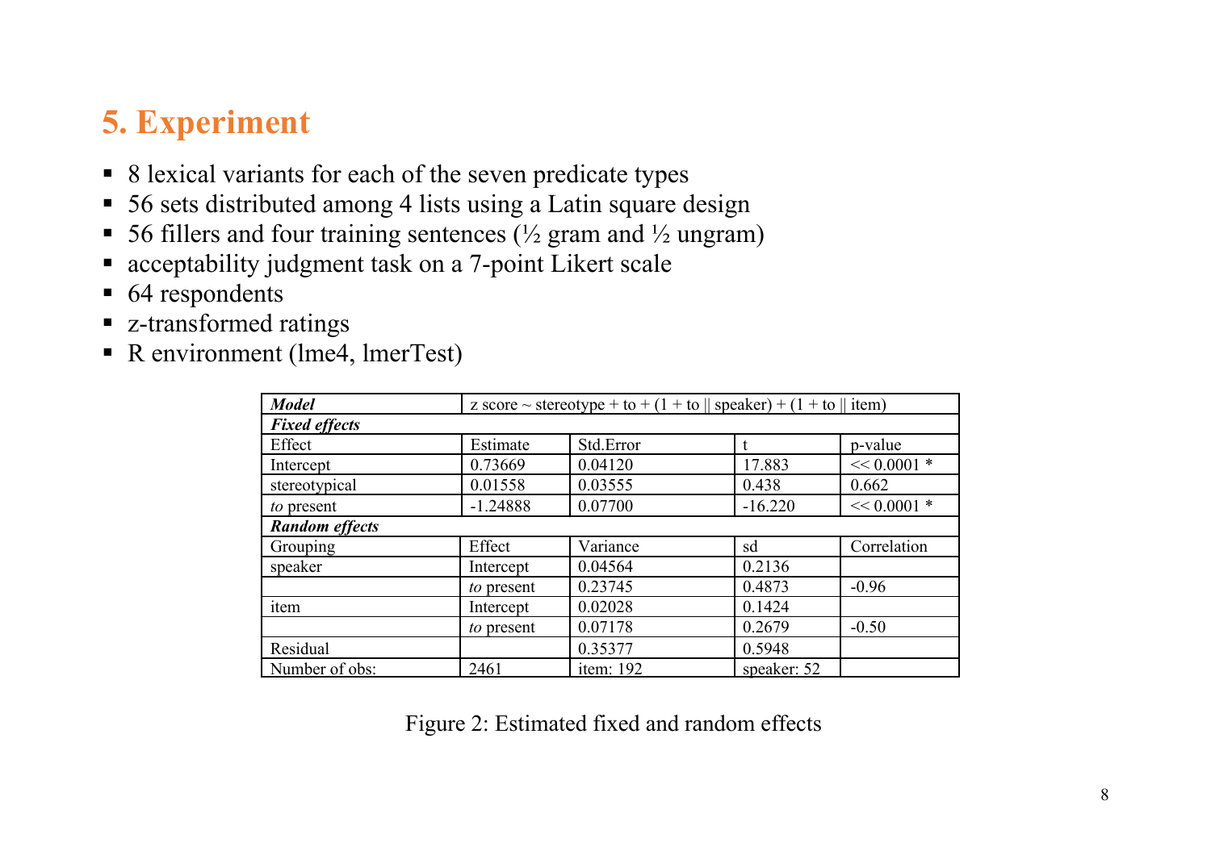## 5. Experiment

- 8 lexical variants for each of the seven predicate types
- 56 sets distributed among 4 lists using a Latin square design
- 56 fillers and four training sentences (½ gram and ½ ungram)
- acceptability judgment task on a 7-point Likert scale
- 64 respondents
- z-transformed ratings
- R environment (lme4, lmerTest)

| ***Model*** | z score ~ stereotype + to + (1 + to \|\| speaker) + (1 + to \|\| item) | | | |
|---|---|---|---|---|
| ***Fixed effects*** | | | | |
| Effect | Estimate | Std.Error | t | p-value |
| Intercept | 0.73669 | 0.04120 | 17.883 | << 0.0001 * |
| stereotypical | 0.01558 | 0.03555 | 0.438 | 0.662 |
| *to* present | -1.24888 | 0.07700 | -16.220 | << 0.0001 * |
| ***Random effects*** | | | | |
| Grouping | Effect | Variance | sd | Correlation |
| speaker | Intercept | 0.04564 | 0.2136 | |
| | *to* present | 0.23745 | 0.4873 | -0.96 |
| item | Intercept | 0.02028 | 0.1424 | |
| | *to* present | 0.07178 | 0.2679 | -0.50 |
| Residual | | 0.35377 | 0.5948 | |
| Number of obs: | 2461 | item: 192 | speaker: 52 | |

Figure 2: Estimated fixed and random effects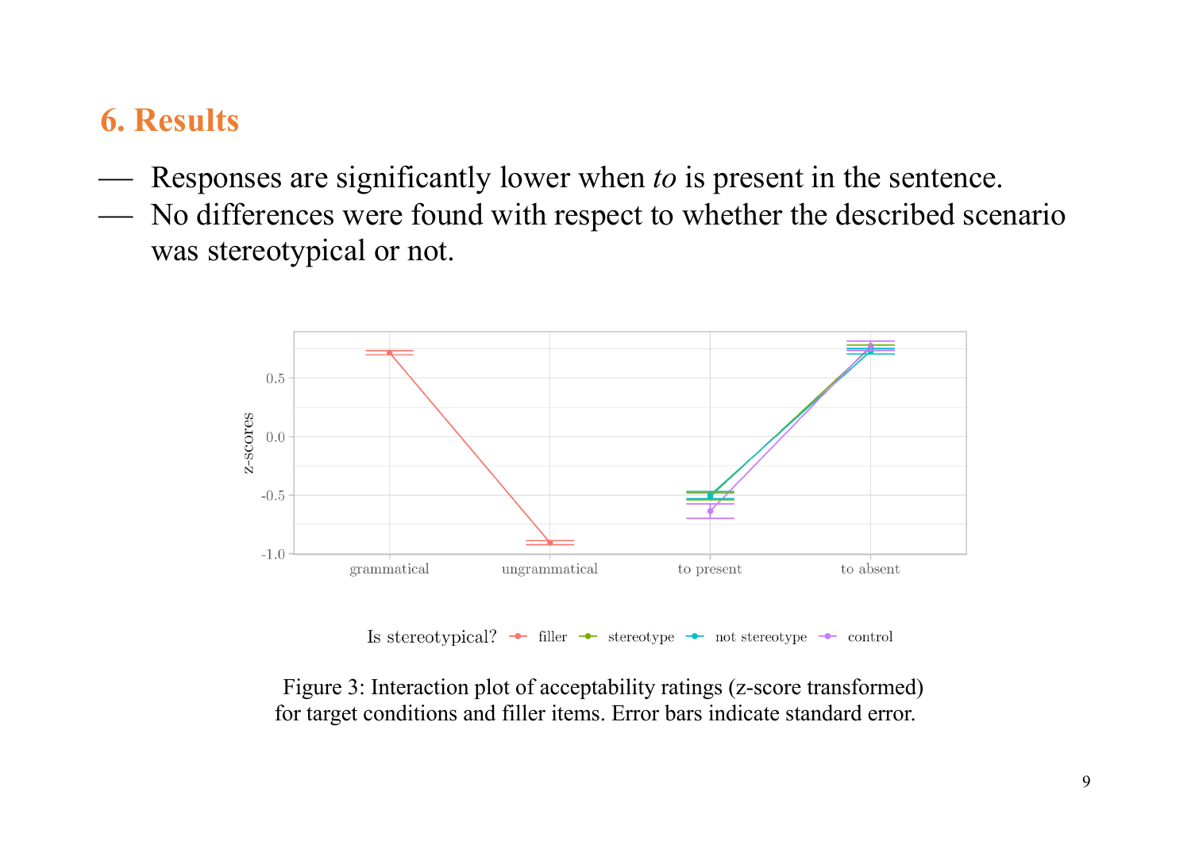## 6. Results

- Responses are significantly lower when *to* is present in the sentence.
- No differences were found with respect to whether the described scenario was stereotypical or not.

Figure 3: Interaction plot of acceptability ratings (z-score transformed) for target conditions and filler items. Error bars indicate standard error.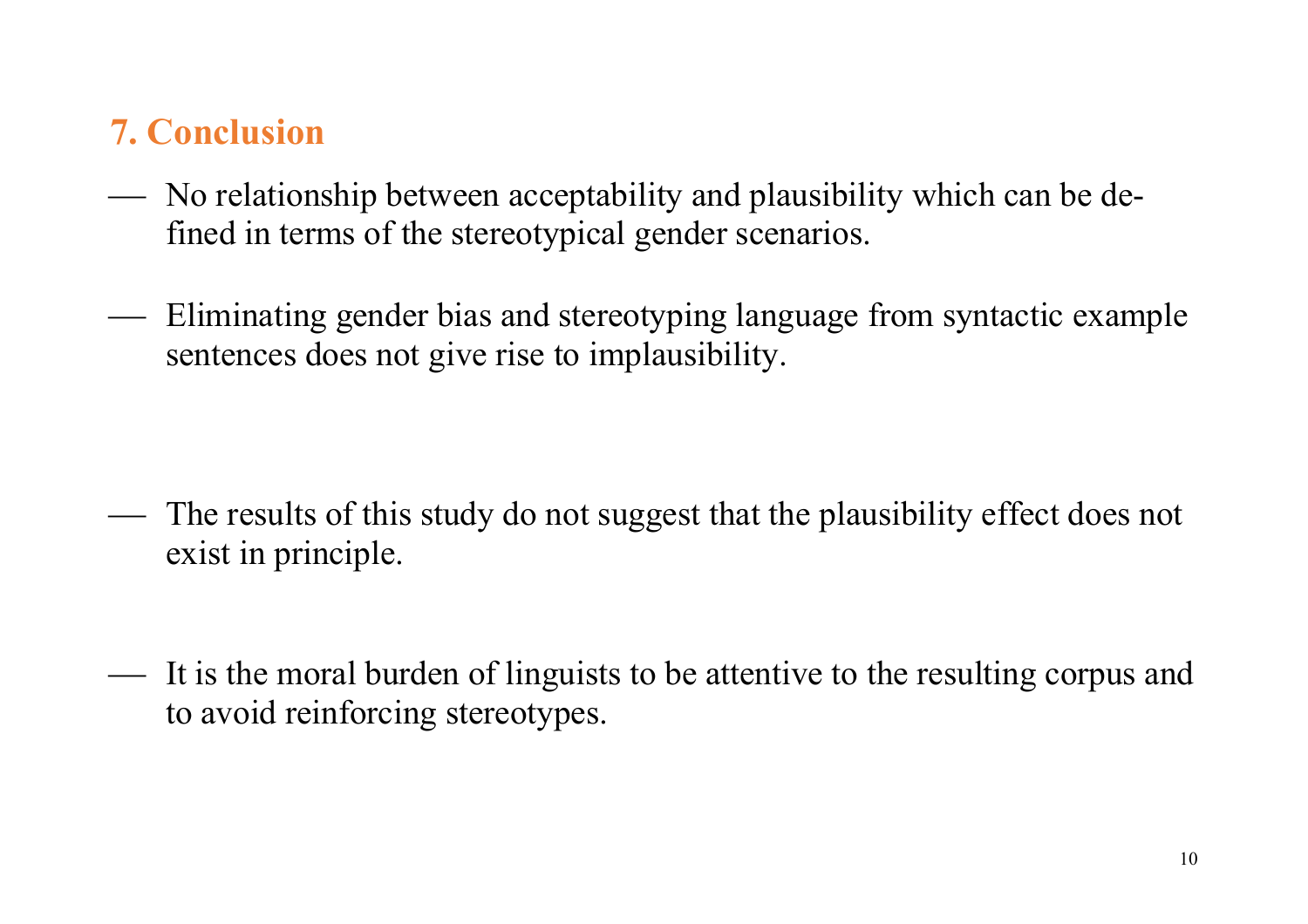## 7. Conclusion

- No relationship between acceptability and plausibility which can be defined in terms of the stereotypical gender scenarios.

- Eliminating gender bias and stereotyping language from syntactic example sentences does not give rise to implausibility.

- The results of this study do not suggest that the plausibility effect does not exist in principle.

- It is the moral burden of linguists to be attentive to the resulting corpus and to avoid reinforcing stereotypes.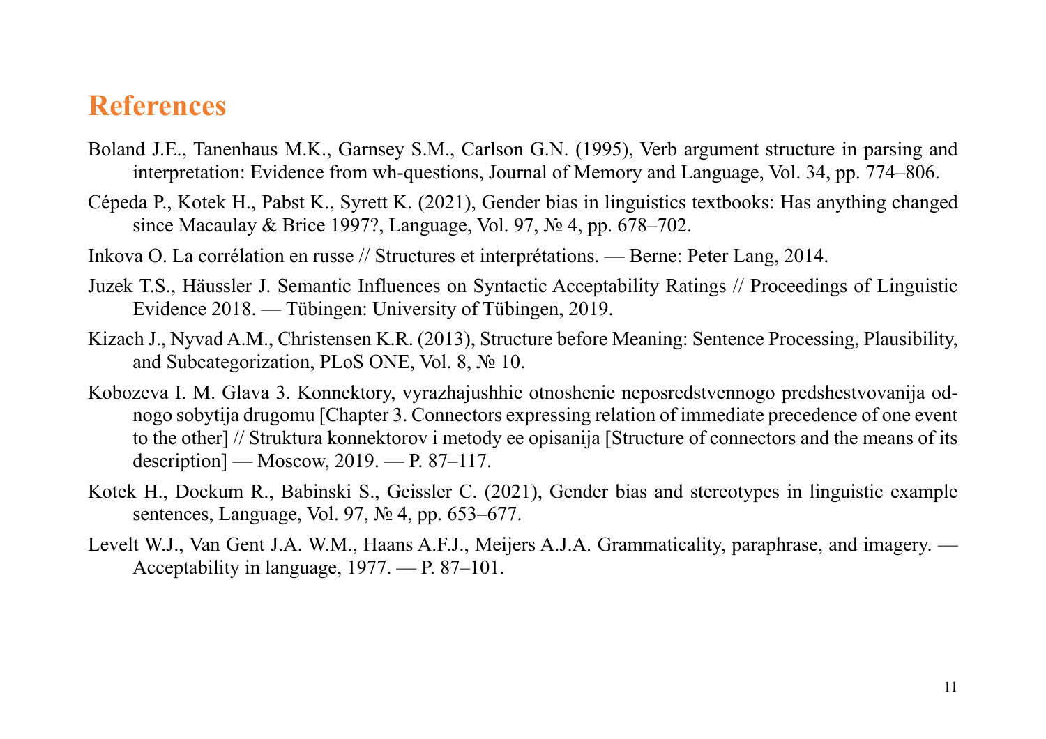# References

Boland J.E., Tanenhaus M.K., Garnsey S.M., Carlson G.N. (1995), Verb argument structure in parsing and interpretation: Evidence from wh-questions, Journal of Memory and Language, Vol. 34, pp. 774–806.

Cépeda P., Kotek H., Pabst K., Syrett K. (2021), Gender bias in linguistics textbooks: Has anything changed since Macaulay & Brice 1997?, Language, Vol. 97, № 4, pp. 678–702.

Inkova O. La corrélation en russe // Structures et interprétations. — Berne: Peter Lang, 2014.

Juzek T.S., Häussler J. Semantic Influences on Syntactic Acceptability Ratings // Proceedings of Linguistic Evidence 2018. — Tübingen: University of Tübingen, 2019.

Kizach J., Nyvad A.M., Christensen K.R. (2013), Structure before Meaning: Sentence Processing, Plausibility, and Subcategorization, PLoS ONE, Vol. 8, № 10.

Kobozeva I. M. Glava 3. Konnektory, vyrazhajushhie otnoshenie neposredstvennogo predshestvovanija odnogo sobytija drugomu [Chapter 3. Connectors expressing relation of immediate precedence of one event to the other] // Struktura konnektorov i metody ee opisanija [Structure of connectors and the means of its description] — Moscow, 2019. — P. 87–117.

Kotek H., Dockum R., Babinski S., Geissler C. (2021), Gender bias and stereotypes in linguistic example sentences, Language, Vol. 97, № 4, pp. 653–677.

Levelt W.J., Van Gent J.A. W.M., Haans A.F.J., Meijers A.J.A. Grammaticality, paraphrase, and imagery. — Acceptability in language, 1977. — P. 87–101.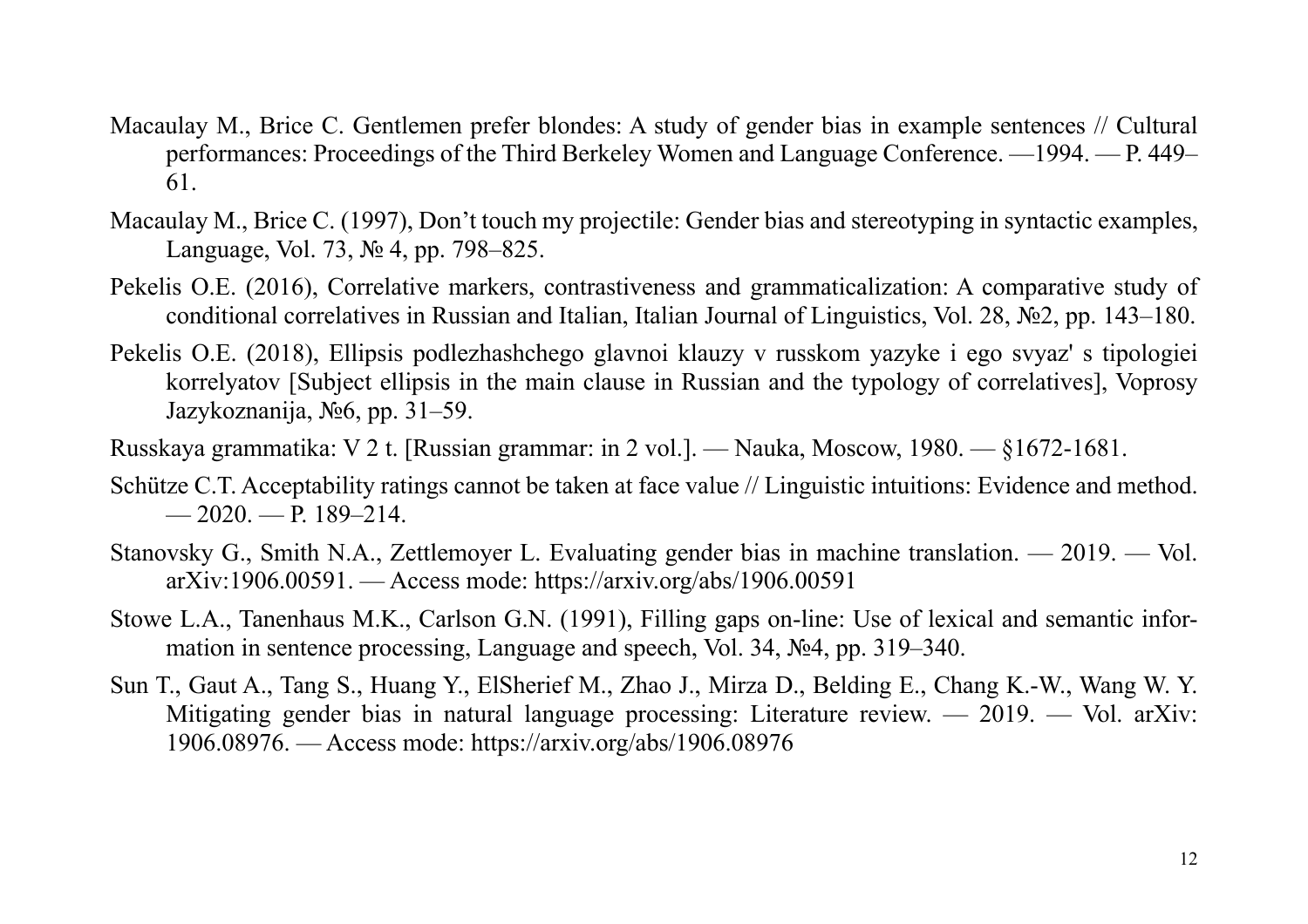Macaulay M., Brice C. Gentlemen prefer blondes: A study of gender bias in example sentences // Cultural performances: Proceedings of the Third Berkeley Women and Language Conference. —1994. — P. 449–61.

Macaulay M., Brice C. (1997), Don't touch my projectile: Gender bias and stereotyping in syntactic examples, Language, Vol. 73, № 4, pp. 798–825.

Pekelis O.E. (2016), Correlative markers, contrastiveness and grammaticalization: A comparative study of conditional correlatives in Russian and Italian, Italian Journal of Linguistics, Vol. 28, №2, pp. 143–180.

Pekelis O.E. (2018), Ellipsis podlezhashchego glavnoi klauzy v russkom yazyke i ego svyaz' s tipologiei korrelyatov [Subject ellipsis in the main clause in Russian and the typology of correlatives], Voprosy Jazykoznanija, №6, pp. 31–59.

Russkaya grammatika: V 2 t. [Russian grammar: in 2 vol.]. — Nauka, Moscow, 1980. — §1672-1681.

Schütze C.T. Acceptability ratings cannot be taken at face value // Linguistic intuitions: Evidence and method. — 2020. — P. 189–214.

Stanovsky G., Smith N.A., Zettlemoyer L. Evaluating gender bias in machine translation. — 2019. — Vol. arXiv:1906.00591. — Access mode: https://arxiv.org/abs/1906.00591

Stowe L.A., Tanenhaus M.K., Carlson G.N. (1991), Filling gaps on-line: Use of lexical and semantic information in sentence processing, Language and speech, Vol. 34, №4, pp. 319–340.

Sun T., Gaut A., Tang S., Huang Y., ElSherief M., Zhao J., Mirza D., Belding E., Chang K.-W., Wang W. Y. Mitigating gender bias in natural language processing: Literature review. — 2019. — Vol. arXiv: 1906.08976. — Access mode: https://arxiv.org/abs/1906.08976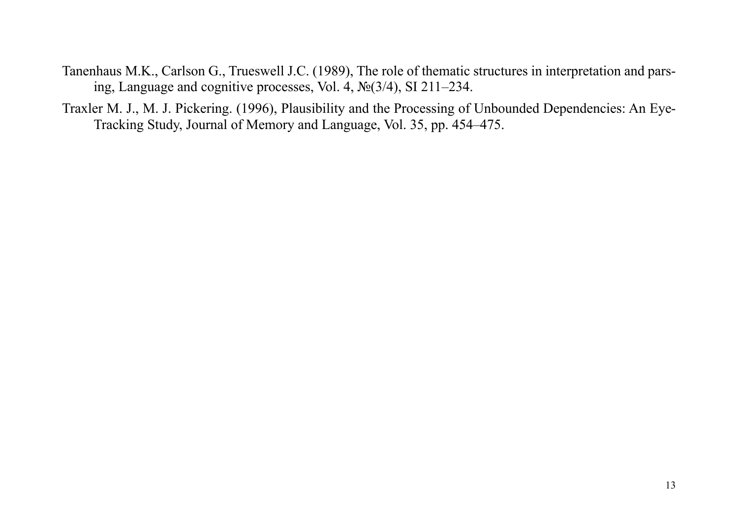Tanenhaus M.K., Carlson G., Trueswell J.C. (1989), The role of thematic structures in interpretation and parsing, Language and cognitive processes, Vol. 4, №(3/4), SI 211–234.

Traxler M. J., M. J. Pickering. (1996), Plausibility and the Processing of Unbounded Dependencies: An Eye-Tracking Study, Journal of Memory and Language, Vol. 35, pp. 454–475.